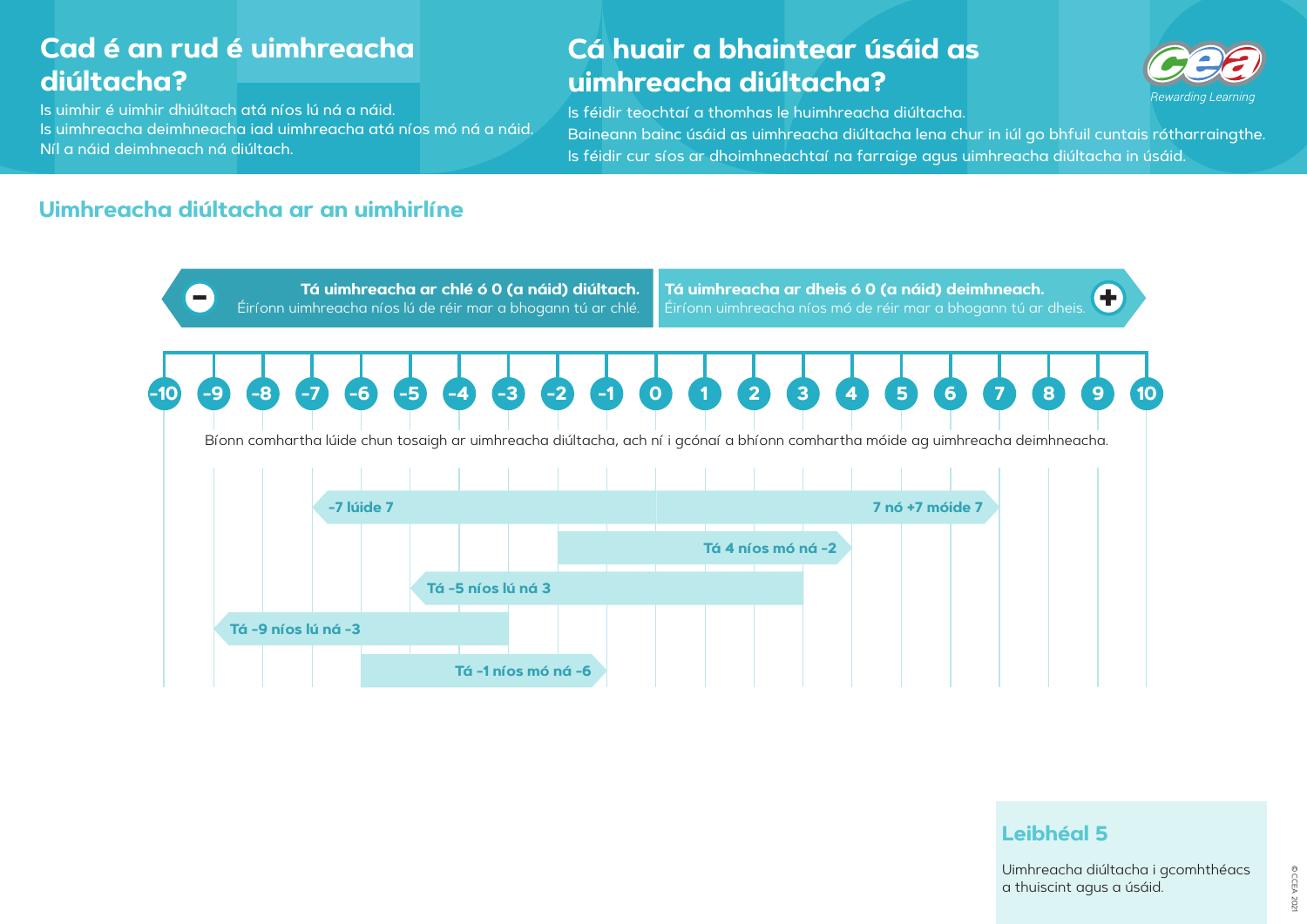## Cad é an rud é uimhreacha diúltacha?

Is uimhir é uimhir dhiúltach atá níos lú ná a náid.
Is uimhreacha deimhneacha iad uimhreacha atá níos mó ná a náid.
Níl a náid deimhneach ná diúltach.

## Cá huair a bhaintear úsáid as uimhreacha diúltacha?

Is féidir teochtaí a thomhas le huimhreacha diúltacha.
Baineann bainc úsáid as uimhreacha diúltacha lena chur in iúl go bhfuil cuntais rótharraingthe.
Is féidir cur síos ar dhoimhneachtaí na farraige agus uimhreacha diúltacha in úsáid.

### Uimhreacha diúltacha ar an uimhirlíne

**Tá uimhreacha ar chlé ó 0 (a náid) diúltach.**
Éiríonn uimhreacha níos lú de réir mar a bhogann tú ar chlé.

**Tá uimhreacha ar dheis ó 0 (a náid) deimhneach.**
Éiríonn uimhreacha níos mó de réir mar a bhogann tú ar dheis.

-10 -9 -8 -7 -6 -5 -4 -3 -2 -1 0 1 2 3 4 5 6 7 8 9 10

Bíonn comhartha lúide chun tosaigh ar uimhreacha diúltacha, ach ní i gcónaí a bhíonn comhartha móide ag uimhreacha deimhneacha.

- **-7 lúide 7** / **7 nó +7 móide 7**
- **Tá 4 níos mó ná -2**
- **Tá -5 níos lú ná 3**
- **Tá -9 níos lú ná -3**
- **Tá -1 níos mó ná -6**

### Leibhéal 5

Uimhreacha diúltacha i gcomhthéacs a thuiscint agus a úsáid.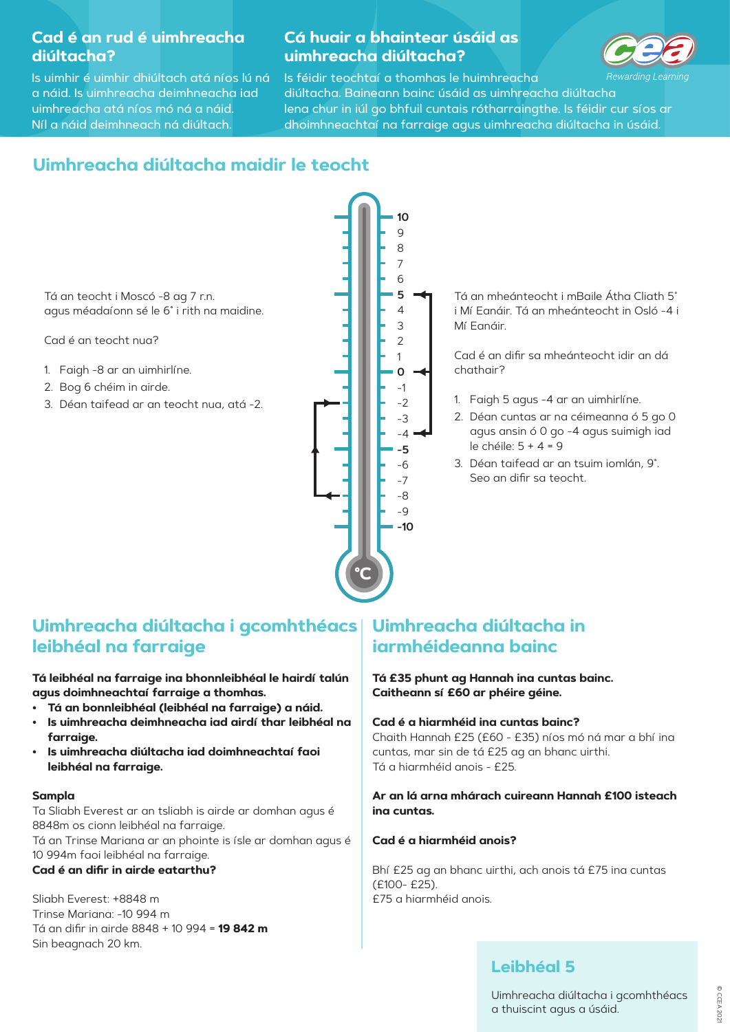## Cad é an rud é uimhreacha diúltacha?

Is uimhir é uimhir dhiúltach atá níos lú ná a náid. Is uimhreacha deimhneacha iad uimhreacha atá níos mó ná a náid. Níl a náid deimhneach ná diúltach.

## Cá huair a bhaintear úsáid as uimhreacha diúltacha?

Is féidir teochtaí a thomhas le huimhreacha diúltacha. Baineann bainc úsáid as uimhreacha diúltacha lena chur in iúl go bhfuil cuntais rótharraingthe. Is féidir cur síos ar dhoimhneachtaí na farraige agus uimhreacha diúltacha in úsáid.

## Uimhreacha diúltacha maidir le teocht

Tá an teocht i Moscó -8 ag 7 r.n. agus méadaíonn sé le 6˚ i rith na maidine.

Cad é an teocht nua?

1. Faigh -8 ar an uimhirlíne.
2. Bog 6 chéim in airde.
3. Déan taifead ar an teocht nua, atá -2.

Tá an mheánteocht i mBaile Átha Cliath 5˚ i Mí Eanáir. Tá an mheánteocht in Osló -4 i Mí Eanáir.

Cad é an difir sa mheánteocht idir an dá chathair?

1. Faigh 5 agus -4 ar an uimhirlíne.
2. Déan cuntas ar na céimeanna ó 5 go 0 agus ansin ó 0 go -4 agus suimigh iad le chéile: 5 + 4 = 9
3. Déan taifead ar an tsuim iomlán, 9˚. Seo an difir sa teocht.

## Uimhreacha diúltacha i gcomhthéacs leibhéal na farraige

**Tá leibhéal na farraige ina bhonnleibhéal le hairdí talún agus doimhneachtaí farraige a thomhas.**

- **Tá an bonnleibhéal (leibhéal na farraige) a náid.**
- **Is uimhreacha deimhneacha iad airdí thar leibhéal na farraige.**
- **Is uimhreacha diúltacha iad doimhneachtaí faoi leibhéal na farraige.**

**Sampla**

Ta Sliabh Everest ar an tsliabh is airde ar domhan agus é 8848m os cionn leibhéal na farraige.
Tá an Trinse Mariana ar an phointe is ísle ar domhan agus é 10 994m faoi leibhéal na farraige.
**Cad é an difir in airde eatarthu?**

Sliabh Everest: +8848 m
Trinse Mariana: -10 994 m
Tá an difir in airde 8848 + 10 994 = **19 842 m**
Sin beagnach 20 km.

## Uimhreacha diúltacha in iarmhéideanna bainc

**Tá £35 phunt ag Hannah ina cuntas bainc. Caitheann sí £60 ar phéire géine.**

**Cad é a hiarmhéid ina cuntas bainc?**
Chaith Hannah £25 (£60 - £35) níos mó ná mar a bhí ina cuntas, mar sin de tá £25 ag an bhanc uirthi.
Tá a hiarmhéid anois - £25.

**Ar an lá arna mhárach cuireann Hannah £100 isteach ina cuntas.**

**Cad é a hiarmhéid anois?**

Bhí £25 ag an bhanc uirthi, ach anois tá £75 ina cuntas (£100- £25).
£75 a hiarmhéid anois.

### Leibhéal 5

Uimhreacha diúltacha i gcomhthéacs a thuiscint agus a úsáid.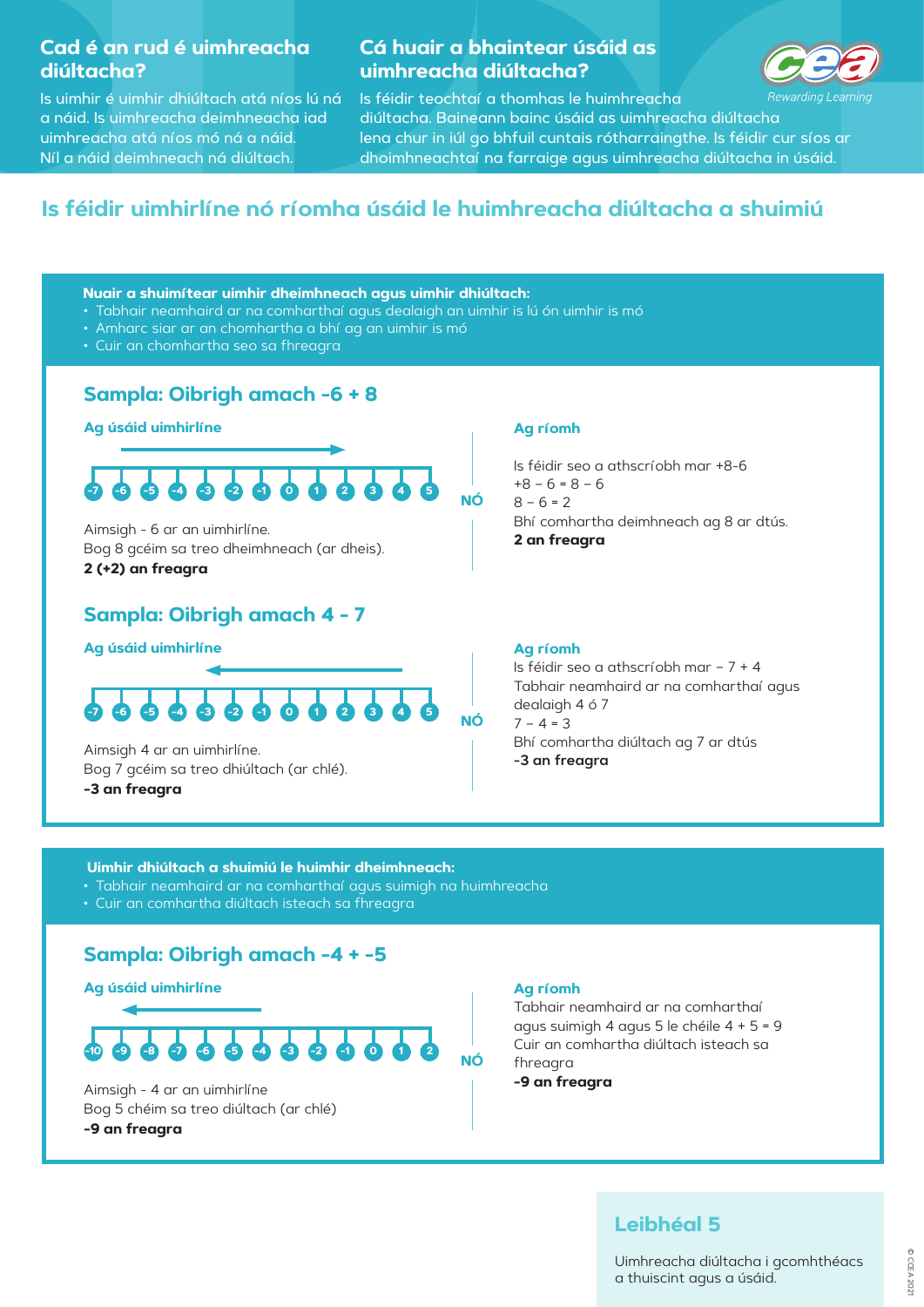## Cad é an rud é uimhreacha diúltacha?

Is uimhir é uimhir dhiúltach atá níos lú ná a náid. Is uimhreacha deimhneacha iad uimhreacha atá níos mó ná a náid. Níl a náid deimhneach ná diúltach.

## Cá huair a bhaintear úsáid as uimhreacha diúltacha?

Is féidir teochtaí a thomhas le huimhreacha diúltacha. Baineann bainc úsáid as uimhreacha diúltacha lena chur in iúl go bhfuil cuntais rótharraingthe. Is féidir cur síos ar dhoimhneachtaí na farraige agus uimhreacha diúltacha in úsáid.

# Is féidir uimhirlíne nó ríomha úsáid le huimhreacha diúltacha a shuimiú

**Nuair a shuimítear uimhir dheimhneach agus uimhir dhiúltach:**

- Tabhair neamhaird ar na comharthaí agus dealaigh an uimhir is lú ón uimhir is mó
- Amharc siar ar an chomhartha a bhí ag an uimhir is mó
- Cuir an chomhartha seo sa fhreagra

### Sampla: Oibrigh amach -6 + 8

**Ag úsáid uimhirlíne**

-7 -6 -5 -4 -3 -2 -1 0 1 2 3 4 5

Aimsigh - 6 ar an uimhirlíne.
Bog 8 gcéim sa treo dheimhneach (ar dheis).
**2 (+2) an freagra**

**NÓ**

**Ag ríomh**

Is féidir seo a athscríobh mar +8-6
+8 – 6 = 8 – 6
8 – 6 = 2
Bhí comhartha deimhneach ag 8 ar dtús.
**2 an freagra**

### Sampla: Oibrigh amach 4 - 7

**Ag úsáid uimhirlíne**

-7 -6 -5 -4 -3 -2 -1 0 1 2 3 4 5

Aimsigh 4 ar an uimhirlíne.
Bog 7 gcéim sa treo dhiúltach (ar chlé).
**-3 an freagra**

**NÓ**

**Ag ríomh**

Is féidir seo a athscríobh mar – 7 + 4
Tabhair neamhaird ar na comharthaí agus dealaigh 4 ó 7
7 – 4 = 3
Bhí comhartha diúltach ag 7 ar dtús
**-3 an freagra**

**Uimhir dhiúltach a shuimiú le huimhir dheimhneach:**

- Tabhair neamhaird ar na comharthaí agus suimigh na huimhreacha
- Cuir an comhartha diúltach isteach sa fhreagra

### Sampla: Oibrigh amach -4 + -5

**Ag úsáid uimhirlíne**

-10 -9 -8 -7 -6 -5 -4 -3 -2 -1 0 1 2

Aimsigh - 4 ar an uimhirlíne
Bog 5 chéim sa treo diúltach (ar chlé)
**-9 an freagra**

**NÓ**

**Ag ríomh**

Tabhair neamhaird ar na comharthaí agus suimigh 4 agus 5 le chéile 4 + 5 = 9
Cuir an comhartha diúltach isteach sa fhreagra
**-9 an freagra**

## Leibhéal 5

Uimhreacha diúltacha i gcomhthéacs a thuiscint agus a úsáid.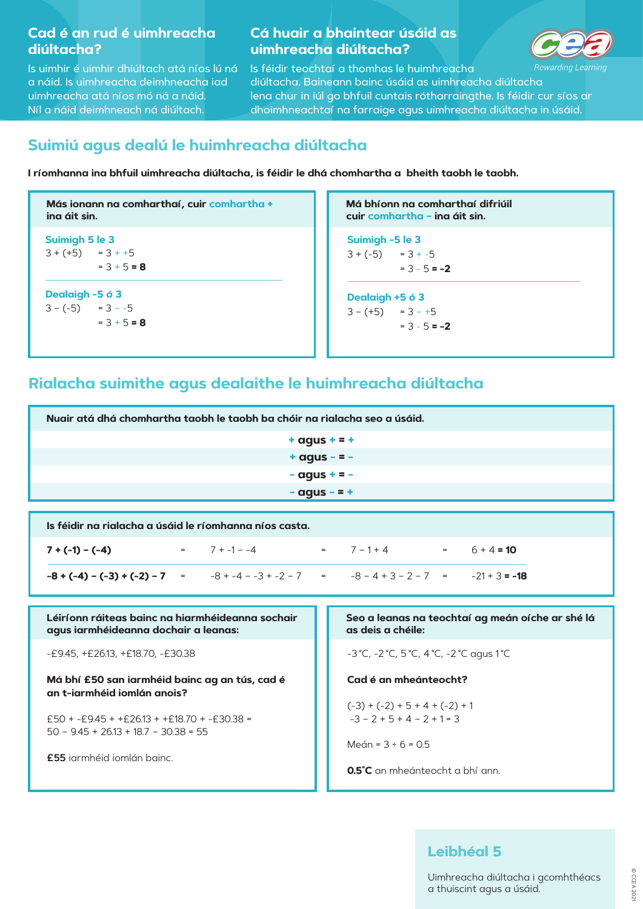## Cad é an rud é uimhreacha diúltacha?

Is uimhir é uimhir dhiúltach atá níos lú ná a náid. Is uimhreacha deimhneacha iad uimhreacha atá níos mó ná a náid. Níl a náid deimhneach ná diúltach.

## Cá huair a bhaintear úsáid as uimhreacha diúltacha?

Is féidir teochtaí a thomhas le huimhreacha diúltacha. Baineann bainc úsáid as uimhreacha diúltacha lena chur in iúl go bhfuil cuntais rótharraingthe. Is féidir cur síos ar dhoimhneachtaí na farraige agus uimhreacha diúltacha in úsáid.

## Suimiú agus dealú le huimhreacha diúltacha

**I ríomhanna ina bhfuil uimhreacha diúltacha, is féidir le dhá chomhartha a bheith taobh le taobh.**

**Más ionann na comharthaí, cuir comhartha + ina áit sin.**

**Suimigh 5 le 3**

$3 + (+5) = 3 + +5$
$= 3 + 5 = \mathbf{8}$

**Dealaigh -5 ó 3**

$3 - (-5) = 3 - -5$
$= 3 + 5 = \mathbf{8}$

**Má bhíonn na comharthaí difriúil cuir comhartha – ina áit sin.**

**Suimigh -5 le 3**

$3 + (-5) = 3 + -5$
$= 3 - 5 = \mathbf{-2}$

**Dealaigh +5 ó 3**

$3 - (+5) = 3 - +5$
$= 3 - 5 = \mathbf{-2}$

## Rialacha suimithe agus dealaithe le huimhreacha diúltacha

**Nuair atá dhá chomhartha taobh le taobh ba chóir na rialacha seo a úsáid.**

**+ agus + = +**
**+ agus – = –**
**– agus + = –**
**– agus – = +**

**Is féidir na rialacha a úsáid le ríomhanna níos casta.**

| | | | | | | |
|---|---|---|---|---|---|---|
| **7 + (-1) – (-4)** | = | 7 + -1 – -4 | = | 7 – 1 + 4 | = | 6 + 4 = **10** |
| **-8 + (-4) – (-3) + (-2) – 7** | = | -8 + -4 – -3 + -2 – 7 | = | -8 – 4 + 3 – 2 – 7 | = | -21 + 3 = **-18** |

**Léiríonn ráiteas bainc na hiarmhéideanna sochair agus iarmhéideanna dochair a leanas:**

-£9.45, +£26.13, +£18.70, -£30.38

**Má bhí £50 san iarmhéid bainc ag an tús, cad é an t-iarmhéid iomlán anois?**

£50 + -£9.45 + +£26.13 + +£18.70 + -£30.38 =
50 – 9.45 + 26.13 + 18.7 – 30.38 = 55

**£55** iarmhéid iomlán bainc.

**Seo a leanas na teochtaí ag meán oíche ar shé lá as deis a chéile:**

-3 °C, -2 °C, 5 °C, 4 °C, -2 °C agus 1 °C

**Cad é an mheánteocht?**

(-3) + (-2) + 5 + 4 + (-2) + 1
-3 – 2 + 5 + 4 – 2 + 1 = 3

Meán = 3 ÷ 6 = 0.5

**0.5˚C** an mheánteocht a bhí ann.

## Leibhéal 5

Uimhreacha diúltacha i gcomhthéacs a thuiscint agus a úsáid.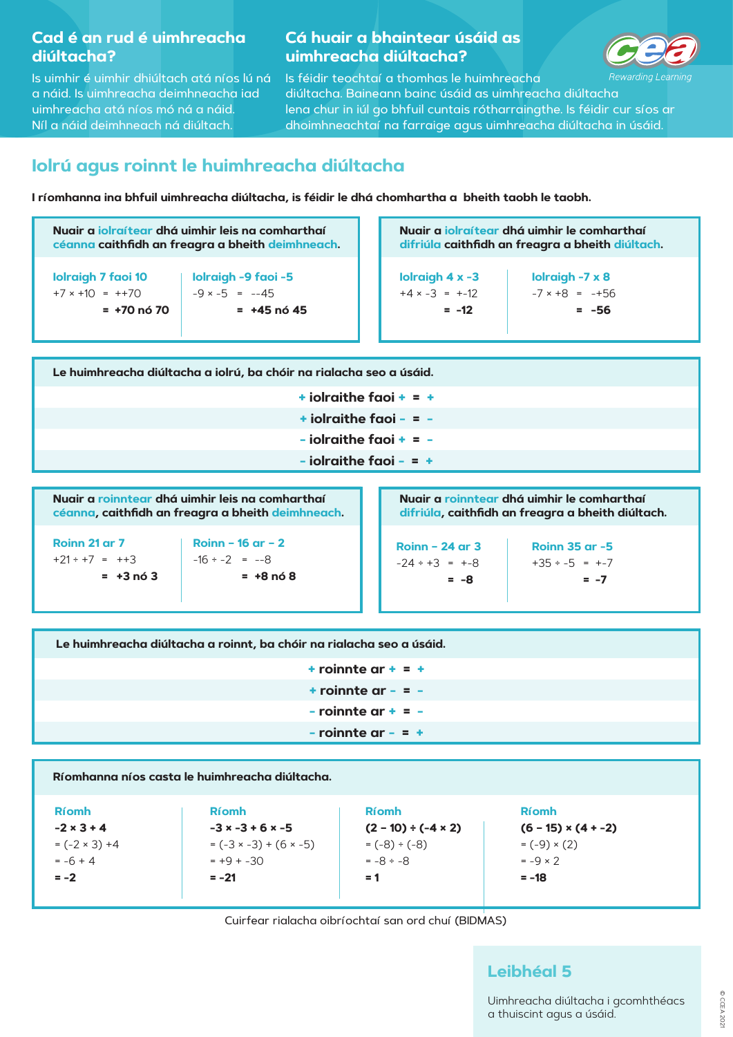## Cad é an rud é uimhreacha diúltacha?

Is uimhir é uimhir dhiúltach atá níos lú ná a náid. Is uimhreacha deimhneacha iad uimhreacha atá níos mó ná a náid. Níl a náid deimhneach ná diúltach.

## Cá huair a bhaintear úsáid as uimhreacha diúltacha?

Is féidir teochtaí a thomhas le huimhreacha diúltacha. Baineann bainc úsáid as uimhreacha diúltacha lena chur in iúl go bhfuil cuntais rótharraingthe. Is féidir cur síos ar dhoimhneachtaí na farraige agus uimhreacha diúltacha in úsáid.

## Iolrú agus roinnt le huimhreacha diúltacha

**I ríomhanna ina bhfuil uimhreacha diúltacha, is féidir le dhá chomhartha a bheith taobh le taobh.**

**Nuair a iolraítear dhá uimhir leis na comharthaí céanna caithfidh an freagra a bheith deimhneach.**

**Iolraigh 7 faoi 10**
$+7 \times +10 = ++70$
**= +70 nó 70**

**Iolraigh -9 faoi -5**
$-9 \times -5 = --45$
**= +45 nó 45**

**Nuair a iolraítear dhá uimhir le comharthaí difriúla caithfidh an freagra a bheith diúltach.**

**Iolraigh 4 x -3**
$+4 \times -3 = +-12$
**= -12**

**Iolraigh -7 x 8**
$-7 \times +8 = -+56$
**= -56**

**Le huimhreacha diúltacha a iolrú, ba chóir na rialacha seo a úsáid.**

| |
|---|
| **+ iolraithe faoi + = +** |
| **+ iolraithe faoi - = -** |
| **- iolraithe faoi + = -** |
| **- iolraithe faoi - = +** |

**Nuair a roinntear dhá uimhir leis na comharthaí céanna, caithfidh an freagra a bheith deimhneach.**

**Roinn 21 ar 7**
$+21 \div +7 = ++3$
**= +3 nó 3**

**Roinn – 16 ar – 2**
$-16 \div -2 = --8$
**= +8 nó 8**

**Nuair a roinntear dhá uimhir le comharthaí difriúla, caithfidh an freagra a bheith diúltach.**

**Roinn – 24 ar 3**
$-24 \div +3 = +-8$
**= -8**

**Roinn 35 ar -5**
$+35 \div -5 = +-7$
**= -7**

**Le huimhreacha diúltacha a roinnt, ba chóir na rialacha seo a úsáid.**

| |
|---|
| **+ roinnte ar + = +** |
| **+ roinnte ar - = -** |
| **- roinnte ar + = -** |
| **- roinnte ar - = +** |

**Ríomhanna níos casta le huimhreacha diúltacha.**

**Ríomh**
**-2 × 3 + 4**
= (-2 × 3) +4
= -6 + 4
**= -2**

**Ríomh**
**-3 × -3 + 6 × -5**
= (-3 × -3) + (6 × -5)
= +9 + -30
**= -21**

**Ríomh**
**(2 – 10) ÷ (-4 × 2)**
= (-8) ÷ (-8)
= -8 ÷ -8
**= 1**

**Ríomh**
**(6 – 15) × (4 + -2)**
= (-9) × (2)
= -9 × 2
**= -18**

Cuirfear rialacha oibríochtaí san ord chuí (BIDMAS)

### Leibhéal 5

Uimhreacha diúltacha i gcomhthéacs a thuiscint agus a úsáid.